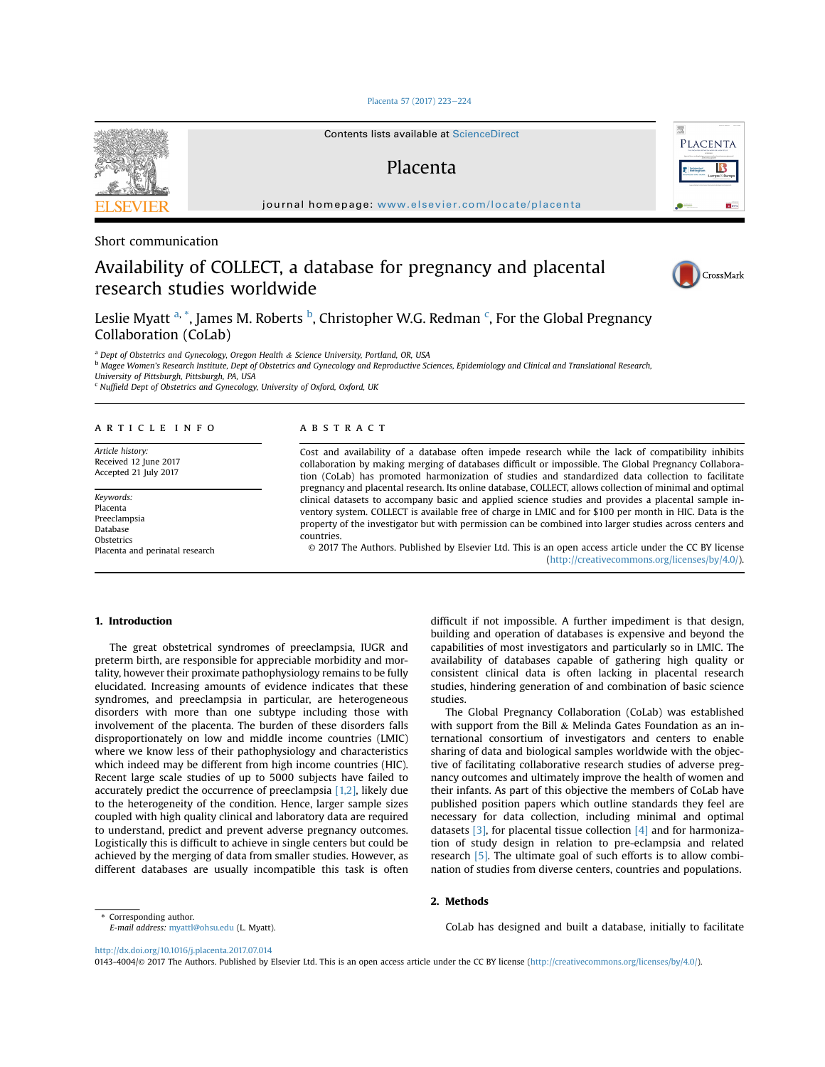Short communication

# Availability of COLLECT, a database for pregnancy and placental research studies worldwide

Leslie Myatt [a,*], James M. Roberts [b], Christopher W.G. Redman [c], For the Global Pregnancy Collaboration (CoLab)

[a] Dept of Obstetrics and Gynecology, Oregon Health & Science University, Portland, OR, USA
[b] Magee Women's Research Institute, Dept of Obstetrics and Gynecology and Reproductive Sciences, Epidemiology and Clinical and Translational Research, University of Pittsburgh, Pittsburgh, PA, USA
[c] Nuffield Dept of Obstetrics and Gynecology, University of Oxford, Oxford, UK

## ARTICLE INFO

*Article history:*
Received 12 June 2017
Accepted 21 July 2017

*Keywords:*
Placenta
Preeclampsia
Database
Obstetrics
Placenta and perinatal research

## ABSTRACT

Cost and availability of a database often impede research while the lack of compatibility inhibits collaboration by making merging of databases difficult or impossible. The Global Pregnancy Collaboration (CoLab) has promoted harmonization of studies and standardized data collection to facilitate pregnancy and placental research. Its online database, COLLECT, allows collection of minimal and optimal clinical datasets to accompany basic and applied science studies and provides a placental sample inventory system. COLLECT is available free of charge in LMIC and for $100 per month in HIC. Data is the property of the investigator but with permission can be combined into larger studies across centers and countries.

© 2017 The Authors. Published by Elsevier Ltd. This is an open access article under the CC BY license (http://creativecommons.org/licenses/by/4.0/).

## 1. Introduction

The great obstetrical syndromes of preeclampsia, IUGR and preterm birth, are responsible for significant morbidity and mortality, however their proximate pathophysiology remains to be fully elucidated. Increasing amounts of evidence indicates that these syndromes, and preeclampsia in particular, are heterogeneous disorders with more than one subtype including those with involvement of the placenta. The burden of these disorders falls disproportionately on low and middle income countries (LMIC) where we know less of their pathophysiology and characteristics which indeed may be different from high income countries (HIC). Recent large scale studies of up to 5000 subjects have failed to accurately predict the occurrence of preeclampsia [1,2], likely due to the heterogeneity of the condition. Hence, larger sample sizes coupled with high quality clinical and laboratory data are required to understand, predict and prevent adverse pregnancy outcomes. Logistically this is difficult to achieve in single centers but could be achieved by the merging of data from smaller studies. However, as different databases are usually incompatible this task is often difficult if not impossible. A further impediment is that design, building and operation of databases is expensive and beyond the capabilities of most investigators and particularly so in LMIC. The availability of databases capable of gathering high quality or consistent clinical data is often lacking in placental research studies, hindering generation of and combination of basic science studies.

The Global Pregnancy Collaboration (CoLab) was established with support from the Bill & Melinda Gates Foundation as an international consortium of investigators and centers to enable sharing of data and biological samples worldwide with the objective of facilitating collaborative research studies of adverse pregnancy outcomes and ultimately improve the health of women and their infants. As part of this objective the members of CoLab have published position papers which outline standards they feel are necessary for data collection, including minimal and optimal datasets [3], for placental tissue collection [4] and for harmonization of study design in relation to pre-eclampsia and related research [5]. The ultimate goal of such efforts is to allow combination of studies from diverse centers, countries and populations.

## 2. Methods

CoLab has designed and built a database, initially to facilitate

* Corresponding author.
*E-mail address:* myattl@ohsu.edu (L. Myatt).

http://dx.doi.org/10.1016/j.placenta.2017.07.014
0143-4004/© 2017 The Authors. Published by Elsevier Ltd. This is an open access article under the CC BY license (http://creativecommons.org/licenses/by/4.0/).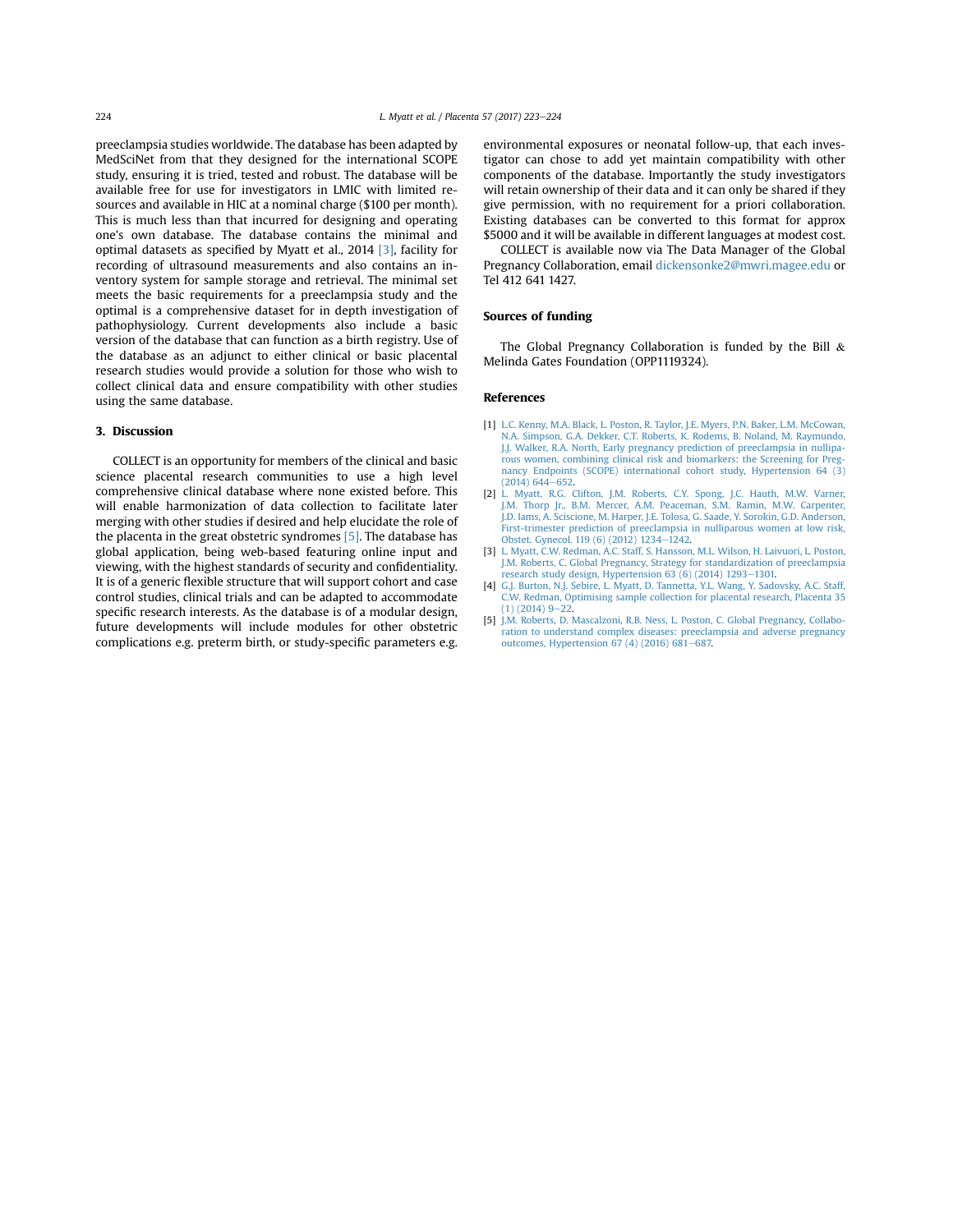preeclampsia studies worldwide. The database has been adapted by MedSciNet from that they designed for the international SCOPE study, ensuring it is tried, tested and robust. The database will be available free for use for investigators in LMIC with limited resources and available in HIC at a nominal charge ($100 per month). This is much less than that incurred for designing and operating one's own database. The database contains the minimal and optimal datasets as specified by Myatt et al., 2014 [3], facility for recording of ultrasound measurements and also contains an inventory system for sample storage and retrieval. The minimal set meets the basic requirements for a preeclampsia study and the optimal is a comprehensive dataset for in depth investigation of pathophysiology. Current developments also include a basic version of the database that can function as a birth registry. Use of the database as an adjunct to either clinical or basic placental research studies would provide a solution for those who wish to collect clinical data and ensure compatibility with other studies using the same database.

## 3. Discussion

COLLECT is an opportunity for members of the clinical and basic science placental research communities to use a high level comprehensive clinical database where none existed before. This will enable harmonization of data collection to facilitate later merging with other studies if desired and help elucidate the role of the placenta in the great obstetric syndromes [5]. The database has global application, being web-based featuring online input and viewing, with the highest standards of security and confidentiality. It is of a generic flexible structure that will support cohort and case control studies, clinical trials and can be adapted to accommodate specific research interests. As the database is of a modular design, future developments will include modules for other obstetric complications e.g. preterm birth, or study-specific parameters e.g. environmental exposures or neonatal follow-up, that each investigator can chose to add yet maintain compatibility with other components of the database. Importantly the study investigators will retain ownership of their data and it can only be shared if they give permission, with no requirement for a priori collaboration. Existing databases can be converted to this format for approx $5000 and it will be available in different languages at modest cost.

COLLECT is available now via The Data Manager of the Global Pregnancy Collaboration, email dickensonke2@mwri.magee.edu or Tel 412 641 1427.

## Sources of funding

The Global Pregnancy Collaboration is funded by the Bill & Melinda Gates Foundation (OPP1119324).

## References

[1] L.C. Kenny, M.A. Black, L. Poston, R. Taylor, J.E. Myers, P.N. Baker, L.M. McCowan, N.A. Simpson, G.A. Dekker, C.T. Roberts, K. Rodems, B. Noland, M. Raymundo, J.J. Walker, R.A. North, Early pregnancy prediction of preeclampsia in nulliparous women, combining clinical risk and biomarkers: the Screening for Pregnancy Endpoints (SCOPE) international cohort study, Hypertension 64 (3) (2014) 644–652.

[2] L. Myatt, R.G. Clifton, J.M. Roberts, C.Y. Spong, J.C. Hauth, M.W. Varner, J.M. Thorp Jr., B.M. Mercer, A.M. Peaceman, S.M. Ramin, M.W. Carpenter, J.D. Iams, A. Sciscione, M. Harper, J.E. Tolosa, G. Saade, Y. Sorokin, G.D. Anderson, First-trimester prediction of preeclampsia in nulliparous women at low risk, Obstet. Gynecol. 119 (6) (2012) 1234–1242.

[3] L. Myatt, C.W. Redman, A.C. Staff, S. Hansson, M.L. Wilson, H. Laivuori, L. Poston, J.M. Roberts, C. Global Pregnancy, Strategy for standardization of preeclampsia research study design, Hypertension 63 (6) (2014) 1293–1301.

[4] G.J. Burton, N.J. Sebire, L. Myatt, D. Tannetta, Y.L. Wang, Y. Sadovsky, A.C. Staff, C.W. Redman, Optimising sample collection for placental research, Placenta 35 (1) (2014) 9–22.

[5] J.M. Roberts, D. Mascalzoni, R.B. Ness, L. Poston, C. Global Pregnancy, Collaboration to understand complex diseases: preeclampsia and adverse pregnancy outcomes, Hypertension 67 (4) (2016) 681–687.